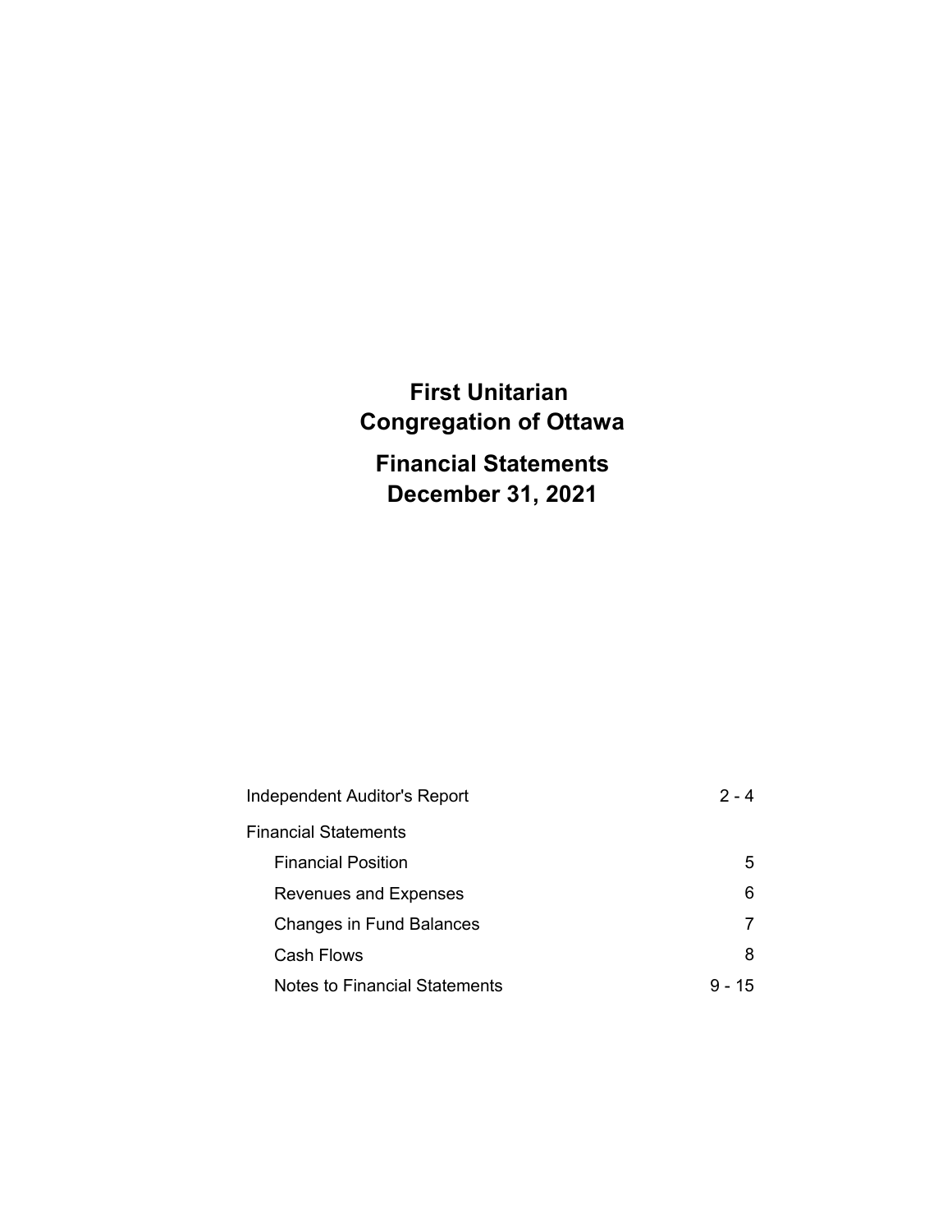# First Unitarian Congregation of Ottawa

## Financial Statements
## December 31, 2021

| | |
|---|---|
| Independent Auditor's Report | 2 - 4 |
| Financial Statements | |
| Financial Position | 5 |
| Revenues and Expenses | 6 |
| Changes in Fund Balances | 7 |
| Cash Flows | 8 |
| Notes to Financial Statements | 9 - 15 |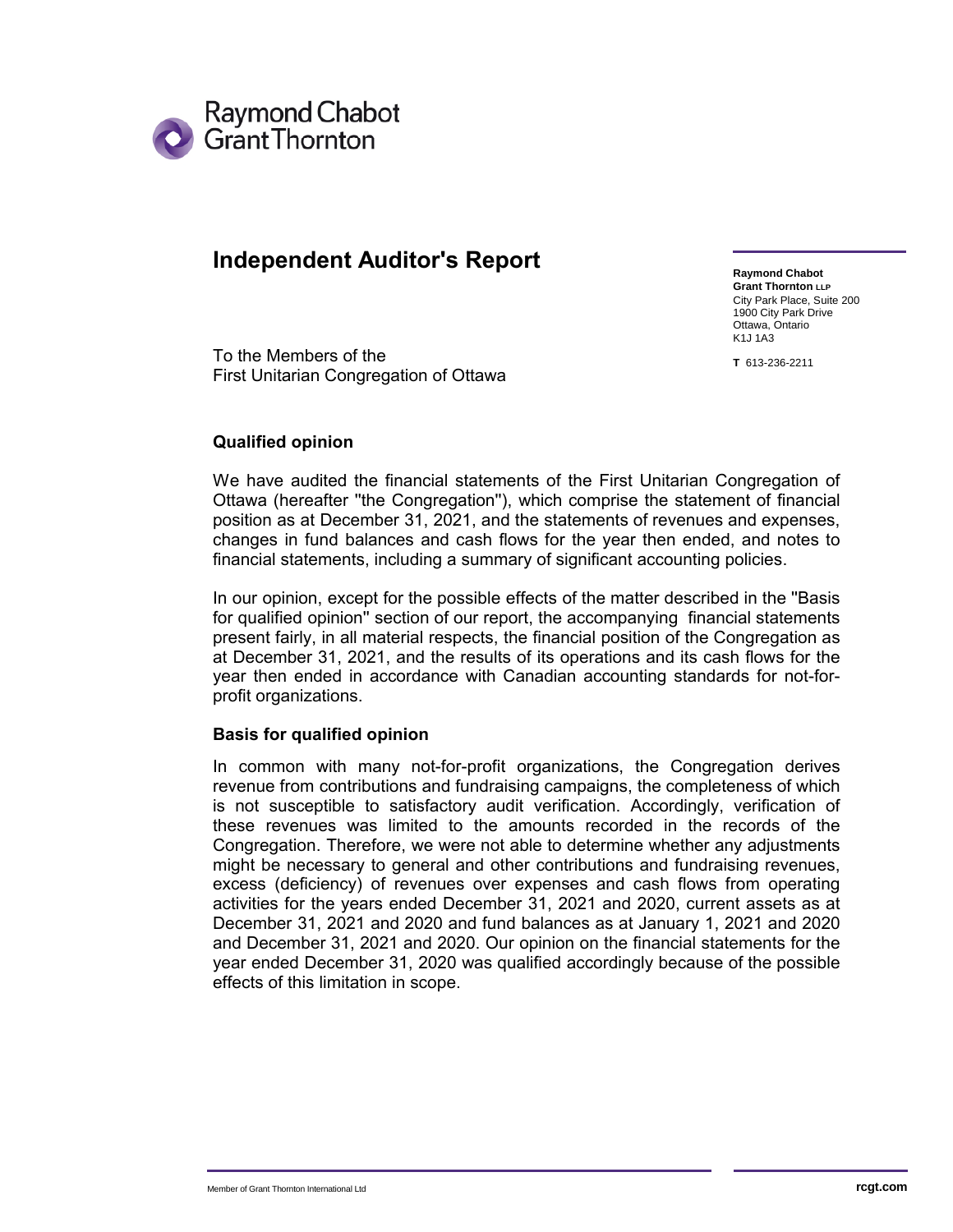Raymond Chabot
Grant Thornton

# Independent Auditor's Report

**Raymond Chabot**
**Grant Thornton LLP**
City Park Place, Suite 200
1900 City Park Drive
Ottawa, Ontario
K1J 1A3

**T** 613-236-2211

To the Members of the
First Unitarian Congregation of Ottawa

## Qualified opinion

We have audited the financial statements of the First Unitarian Congregation of Ottawa (hereafter "the Congregation"), which comprise the statement of financial position as at December 31, 2021, and the statements of revenues and expenses, changes in fund balances and cash flows for the year then ended, and notes to financial statements, including a summary of significant accounting policies.

In our opinion, except for the possible effects of the matter described in the "Basis for qualified opinion" section of our report, the accompanying financial statements present fairly, in all material respects, the financial position of the Congregation as at December 31, 2021, and the results of its operations and its cash flows for the year then ended in accordance with Canadian accounting standards for not-for-profit organizations.

### Basis for qualified opinion

In common with many not-for-profit organizations, the Congregation derives revenue from contributions and fundraising campaigns, the completeness of which is not susceptible to satisfactory audit verification. Accordingly, verification of these revenues was limited to the amounts recorded in the records of the Congregation. Therefore, we were not able to determine whether any adjustments might be necessary to general and other contributions and fundraising revenues, excess (deficiency) of revenues over expenses and cash flows from operating activities for the years ended December 31, 2021 and 2020, current assets as at December 31, 2021 and 2020 and fund balances as at January 1, 2021 and 2020 and December 31, 2021 and 2020. Our opinion on the financial statements for the year ended December 31, 2020 was qualified accordingly because of the possible effects of this limitation in scope.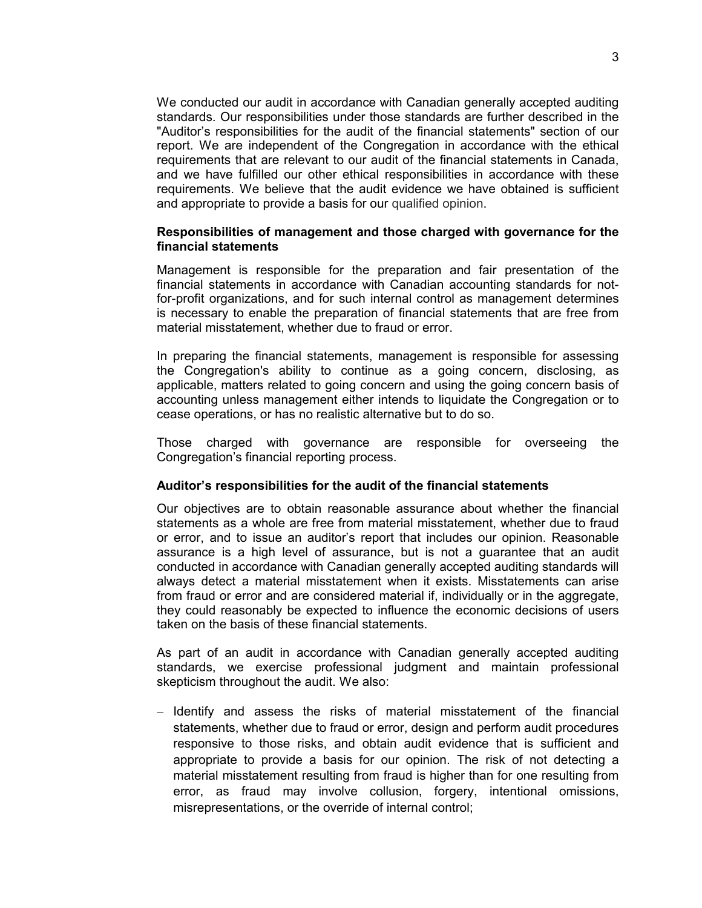We conducted our audit in accordance with Canadian generally accepted auditing standards. Our responsibilities under those standards are further described in the "Auditor's responsibilities for the audit of the financial statements" section of our report. We are independent of the Congregation in accordance with the ethical requirements that are relevant to our audit of the financial statements in Canada, and we have fulfilled our other ethical responsibilities in accordance with these requirements. We believe that the audit evidence we have obtained is sufficient and appropriate to provide a basis for our qualified opinion.

**Responsibilities of management and those charged with governance for the financial statements**

Management is responsible for the preparation and fair presentation of the financial statements in accordance with Canadian accounting standards for not-for-profit organizations, and for such internal control as management determines is necessary to enable the preparation of financial statements that are free from material misstatement, whether due to fraud or error.

In preparing the financial statements, management is responsible for assessing the Congregation's ability to continue as a going concern, disclosing, as applicable, matters related to going concern and using the going concern basis of accounting unless management either intends to liquidate the Congregation or to cease operations, or has no realistic alternative but to do so.

Those charged with governance are responsible for overseeing the Congregation's financial reporting process.

**Auditor's responsibilities for the audit of the financial statements**

Our objectives are to obtain reasonable assurance about whether the financial statements as a whole are free from material misstatement, whether due to fraud or error, and to issue an auditor's report that includes our opinion. Reasonable assurance is a high level of assurance, but is not a guarantee that an audit conducted in accordance with Canadian generally accepted auditing standards will always detect a material misstatement when it exists. Misstatements can arise from fraud or error and are considered material if, individually or in the aggregate, they could reasonably be expected to influence the economic decisions of users taken on the basis of these financial statements.

As part of an audit in accordance with Canadian generally accepted auditing standards, we exercise professional judgment and maintain professional skepticism throughout the audit. We also:

- Identify and assess the risks of material misstatement of the financial statements, whether due to fraud or error, design and perform audit procedures responsive to those risks, and obtain audit evidence that is sufficient and appropriate to provide a basis for our opinion. The risk of not detecting a material misstatement resulting from fraud is higher than for one resulting from error, as fraud may involve collusion, forgery, intentional omissions, misrepresentations, or the override of internal control;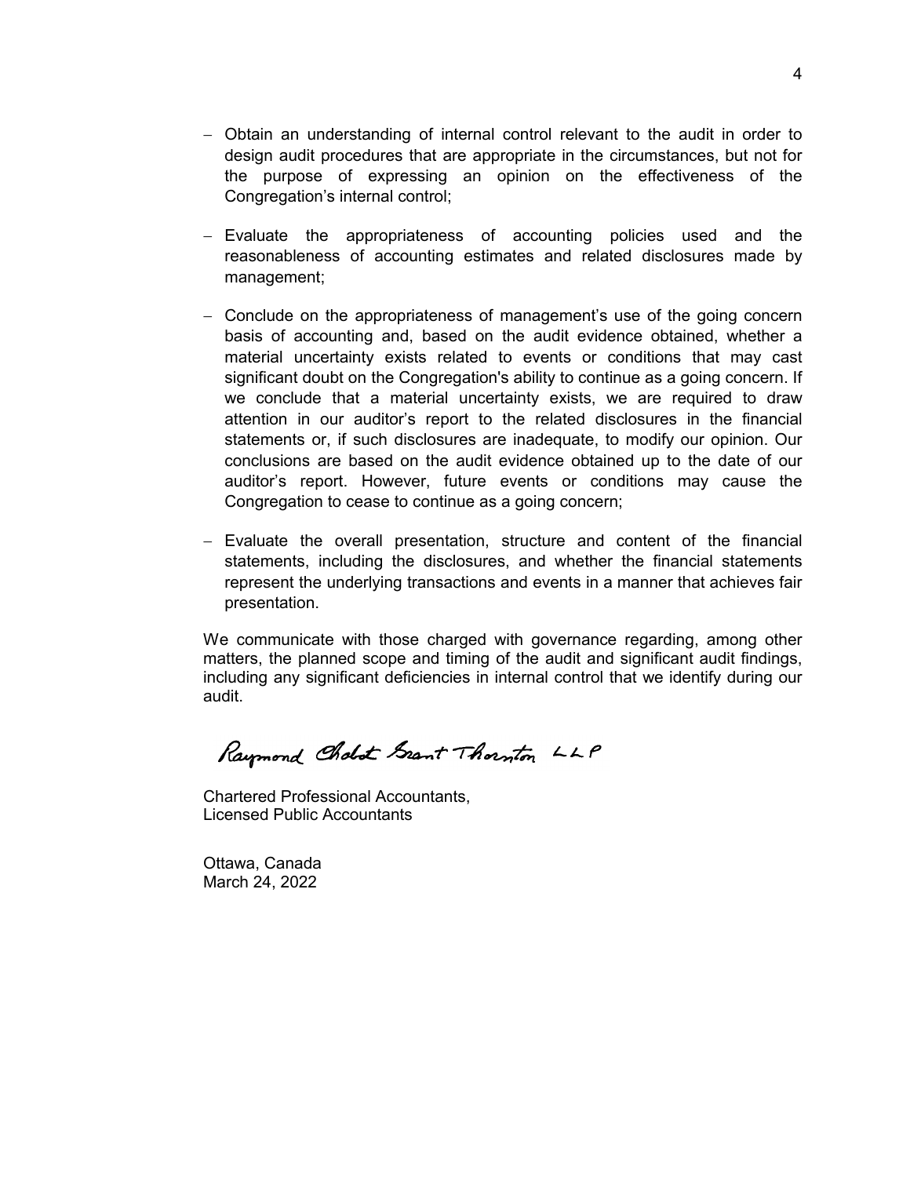- Obtain an understanding of internal control relevant to the audit in order to design audit procedures that are appropriate in the circumstances, but not for the purpose of expressing an opinion on the effectiveness of the Congregation's internal control;

- Evaluate the appropriateness of accounting policies used and the reasonableness of accounting estimates and related disclosures made by management;

- Conclude on the appropriateness of management's use of the going concern basis of accounting and, based on the audit evidence obtained, whether a material uncertainty exists related to events or conditions that may cast significant doubt on the Congregation's ability to continue as a going concern. If we conclude that a material uncertainty exists, we are required to draw attention in our auditor's report to the related disclosures in the financial statements or, if such disclosures are inadequate, to modify our opinion. Our conclusions are based on the audit evidence obtained up to the date of our auditor's report. However, future events or conditions may cause the Congregation to cease to continue as a going concern;

- Evaluate the overall presentation, structure and content of the financial statements, including the disclosures, and whether the financial statements represent the underlying transactions and events in a manner that achieves fair presentation.

We communicate with those charged with governance regarding, among other matters, the planned scope and timing of the audit and significant audit findings, including any significant deficiencies in internal control that we identify during our audit.

Raymond Chabot Grant Thornton LLP

Chartered Professional Accountants,
Licensed Public Accountants

Ottawa, Canada
March 24, 2022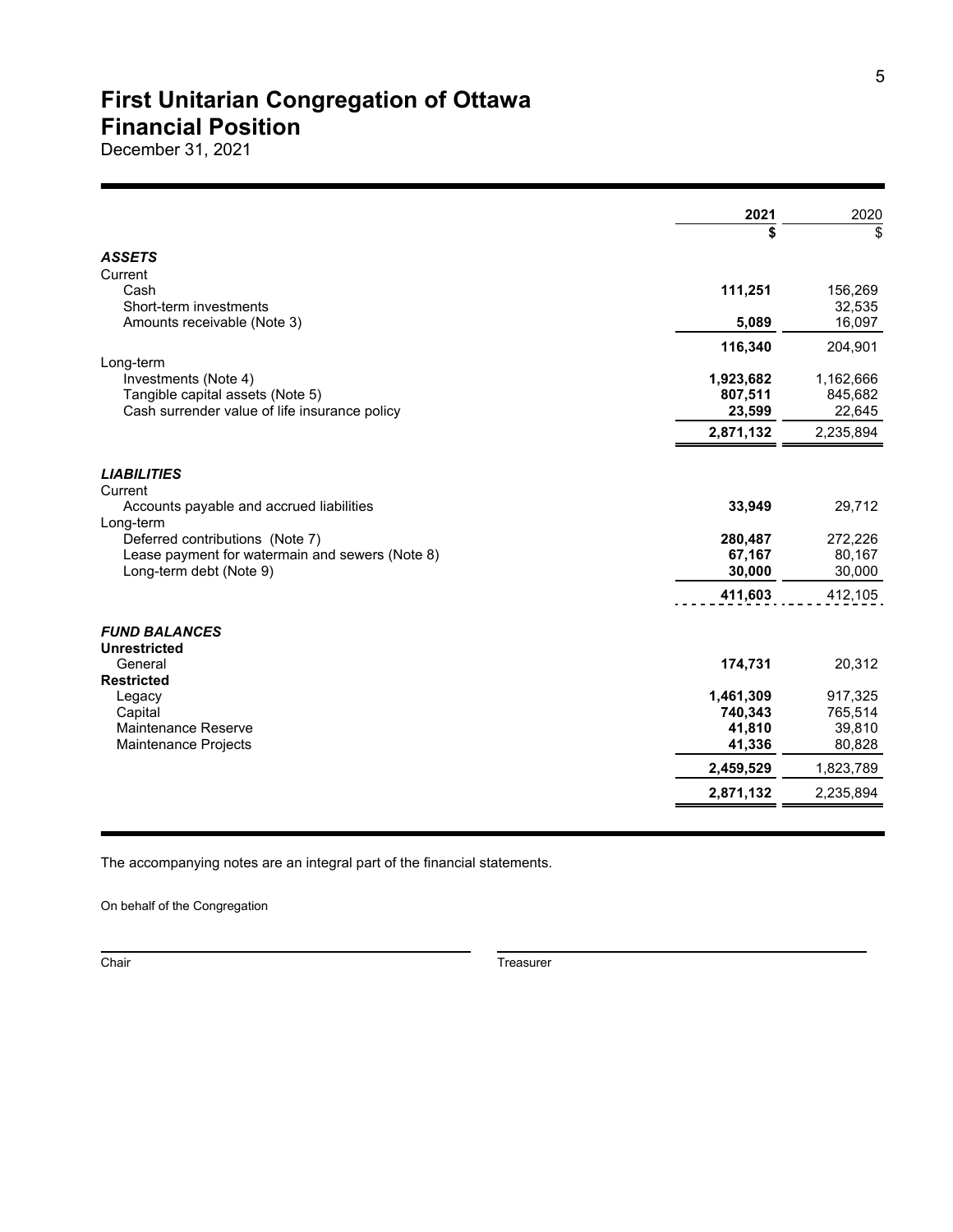# First Unitarian Congregation of Ottawa
# Financial Position

December 31, 2021

| | **2021** | 2020 |
|---|---|---|
| | **$** | $ |
| ***ASSETS*** | | |
| Current | | |
| Cash | **111,251** | 156,269 |
| Short-term investments | | 32,535 |
| Amounts receivable (Note 3) | **5,089** | 16,097 |
| | **116,340** | 204,901 |
| Long-term | | |
| Investments (Note 4) | **1,923,682** | 1,162,666 |
| Tangible capital assets (Note 5) | **807,511** | 845,682 |
| Cash surrender value of life insurance policy | **23,599** | 22,645 |
| | **2,871,132** | 2,235,894 |
| ***LIABILITIES*** | | |
| Current | | |
| Accounts payable and accrued liabilities | **33,949** | 29,712 |
| Long-term | | |
| Deferred contributions (Note 7) | **280,487** | 272,226 |
| Lease payment for watermain and sewers (Note 8) | **67,167** | 80,167 |
| Long-term debt (Note 9) | **30,000** | 30,000 |
| | **411,603** | 412,105 |
| ***FUND BALANCES*** | | |
| **Unrestricted** | | |
| General | **174,731** | 20,312 |
| **Restricted** | | |
| Legacy | **1,461,309** | 917,325 |
| Capital | **740,343** | 765,514 |
| Maintenance Reserve | **41,810** | 39,810 |
| Maintenance Projects | **41,336** | 80,828 |
| | **2,459,529** | 1,823,789 |
| | **2,871,132** | 2,235,894 |

The accompanying notes are an integral part of the financial statements.

On behalf of the Congregation

Chair

Treasurer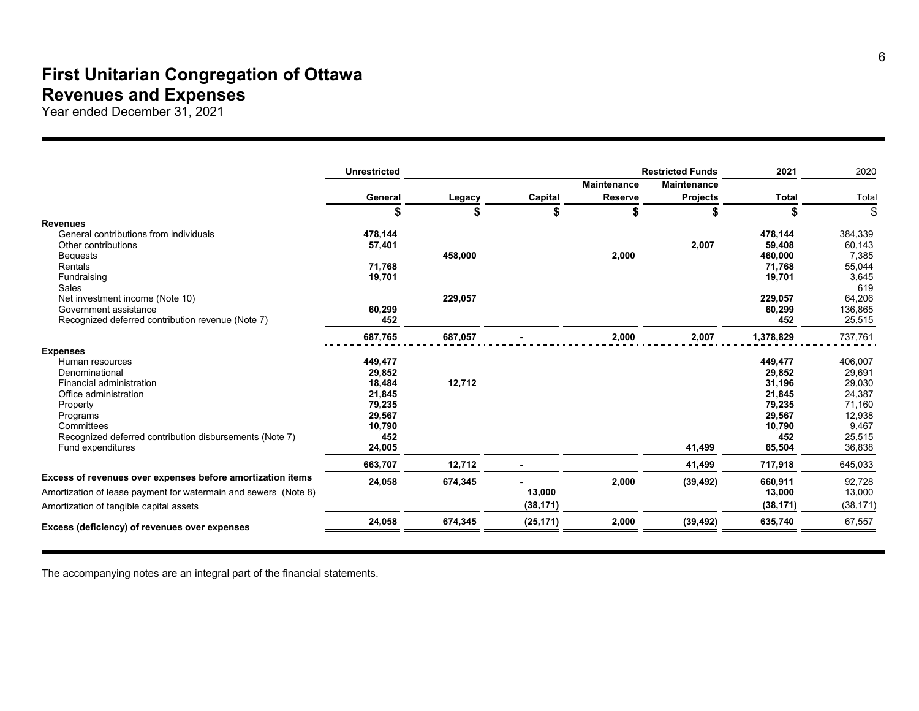# First Unitarian Congregation of Ottawa
## Revenues and Expenses
Year ended December 31, 2021

| | Unrestricted | | | | Restricted Funds | 2021 | 2020 |
|---|---|---|---|---|---|---|---|
| | | | | Maintenance | Maintenance | | |
| | General | Legacy | Capital | Reserve | Projects | Total | Total |
| | $ | $ | $ | $ | $ | $ | $ |
| **Revenues** | | | | | | | |
| General contributions from individuals | 478,144 | | | | | 478,144 | 384,339 |
| Other contributions | 57,401 | | | | 2,007 | 59,408 | 60,143 |
| Bequests | | 458,000 | | 2,000 | | 460,000 | 7,385 |
| Rentals | 71,768 | | | | | 71,768 | 55,044 |
| Fundraising | 19,701 | | | | | 19,701 | 3,645 |
| Sales | | | | | | | 619 |
| Net investment income (Note 10) | | 229,057 | | | | 229,057 | 64,206 |
| Government assistance | 60,299 | | | | | 60,299 | 136,865 |
| Recognized deferred contribution revenue (Note 7) | 452 | | | | | 452 | 25,515 |
| | 687,765 | 687,057 | - | 2,000 | 2,007 | 1,378,829 | 737,761 |
| **Expenses** | | | | | | | |
| Human resources | 449,477 | | | | | 449,477 | 406,007 |
| Denominational | 29,852 | | | | | 29,852 | 29,691 |
| Financial administration | 18,484 | 12,712 | | | | 31,196 | 29,030 |
| Office administration | 21,845 | | | | | 21,845 | 24,387 |
| Property | 79,235 | | | | | 79,235 | 71,160 |
| Programs | 29,567 | | | | | 29,567 | 12,938 |
| Committees | 10,790 | | | | | 10,790 | 9,467 |
| Recognized deferred contribution disbursements (Note 7) | 452 | | | | | 452 | 25,515 |
| Fund expenditures | 24,005 | | | | 41,499 | 65,504 | 36,838 |
| | 663,707 | 12,712 | - | | 41,499 | 717,918 | 645,033 |
| **Excess of revenues over expenses before amortization items** | 24,058 | 674,345 | - | 2,000 | (39,492) | 660,911 | 92,728 |
| Amortization of lease payment for watermain and sewers (Note 8) | | | 13,000 | | | 13,000 | 13,000 |
| Amortization of tangible capital assets | | | (38,171) | | | (38,171) | (38,171) |
| **Excess (deficiency) of revenues over expenses** | 24,058 | 674,345 | (25,171) | 2,000 | (39,492) | 635,740 | 67,557 |

The accompanying notes are an integral part of the financial statements.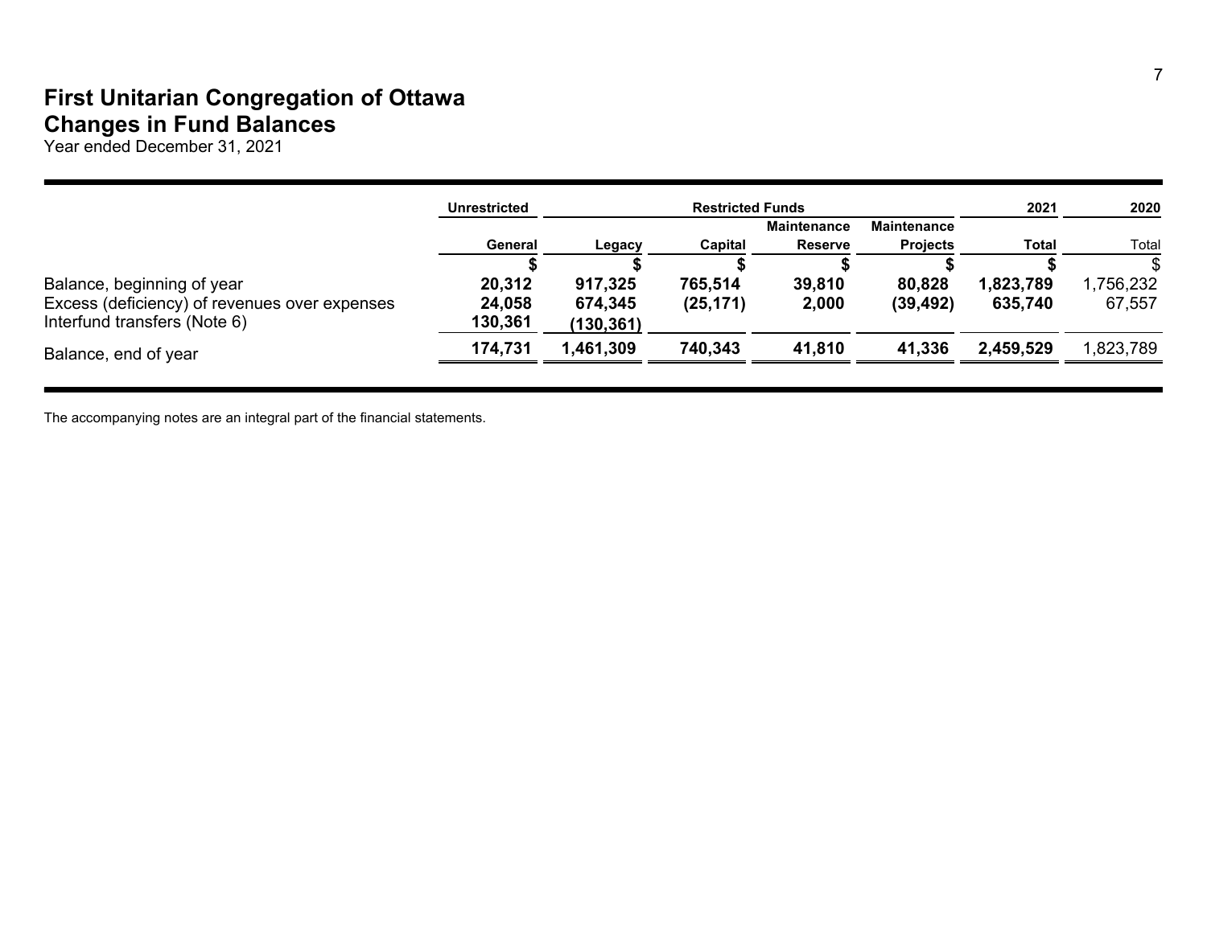# First Unitarian Congregation of Ottawa
## Changes in Fund Balances
Year ended December 31, 2021

| | Unrestricted | Restricted Funds | | | | 2021 | 2020 |
|---|---|---|---|---|---|---|---|
| | | | | Maintenance | Maintenance | | |
| | General | Legacy | Capital | Reserve | Projects | Total | Total |
| | $ | $ | $ | $ | $ | $ | $ |
| Balance, beginning of year | 20,312 | 917,325 | 765,514 | 39,810 | 80,828 | 1,823,789 | 1,756,232 |
| Excess (deficiency) of revenues over expenses | 24,058 | 674,345 | (25,171) | 2,000 | (39,492) | 635,740 | 67,557 |
| Interfund transfers (Note 6) | 130,361 | (130,361) | | | | | |
| Balance, end of year | 174,731 | 1,461,309 | 740,343 | 41,810 | 41,336 | 2,459,529 | 1,823,789 |

The accompanying notes are an integral part of the financial statements.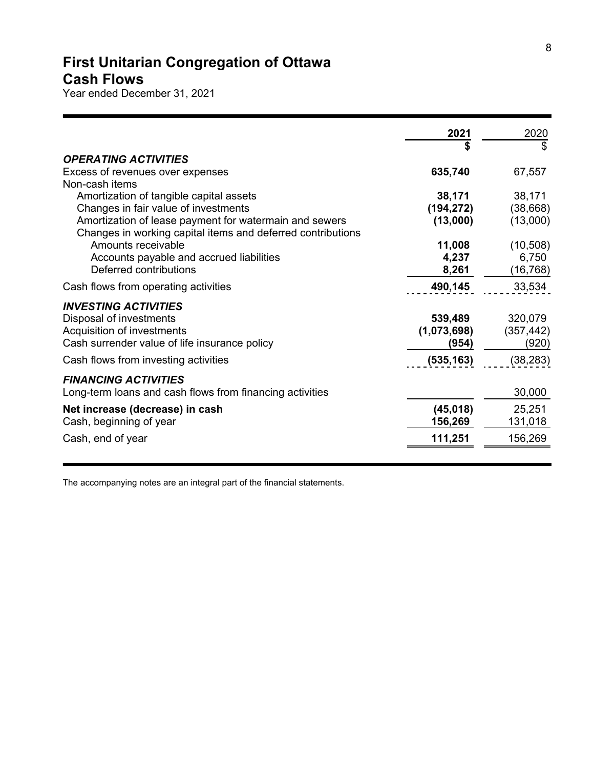# First Unitarian Congregation of Ottawa
## Cash Flows
Year ended December 31, 2021

| | 2021 | 2020 |
|---|---|---|
| | $ | $ |
| ***OPERATING ACTIVITIES*** | | |
| Excess of revenues over expenses | **635,740** | 67,557 |
| Non-cash items | | |
| Amortization of tangible capital assets | **38,171** | 38,171 |
| Changes in fair value of investments | **(194,272)** | (38,668) |
| Amortization of lease payment for watermain and sewers | **(13,000)** | (13,000) |
| Changes in working capital items and deferred contributions | | |
| Amounts receivable | **11,008** | (10,508) |
| Accounts payable and accrued liabilities | **4,237** | 6,750 |
| Deferred contributions | **8,261** | (16,768) |
| Cash flows from operating activities | **490,145** | 33,534 |
| ***INVESTING ACTIVITIES*** | | |
| Disposal of investments | **539,489** | 320,079 |
| Acquisition of investments | **(1,073,698)** | (357,442) |
| Cash surrender value of life insurance policy | **(954)** | (920) |
| Cash flows from investing activities | **(535,163)** | (38,283) |
| ***FINANCING ACTIVITIES*** | | |
| Long-term loans and cash flows from financing activities | | 30,000 |
| **Net increase (decrease) in cash** | **(45,018)** | 25,251 |
| Cash, beginning of year | **156,269** | 131,018 |
| Cash, end of year | **111,251** | 156,269 |

The accompanying notes are an integral part of the financial statements.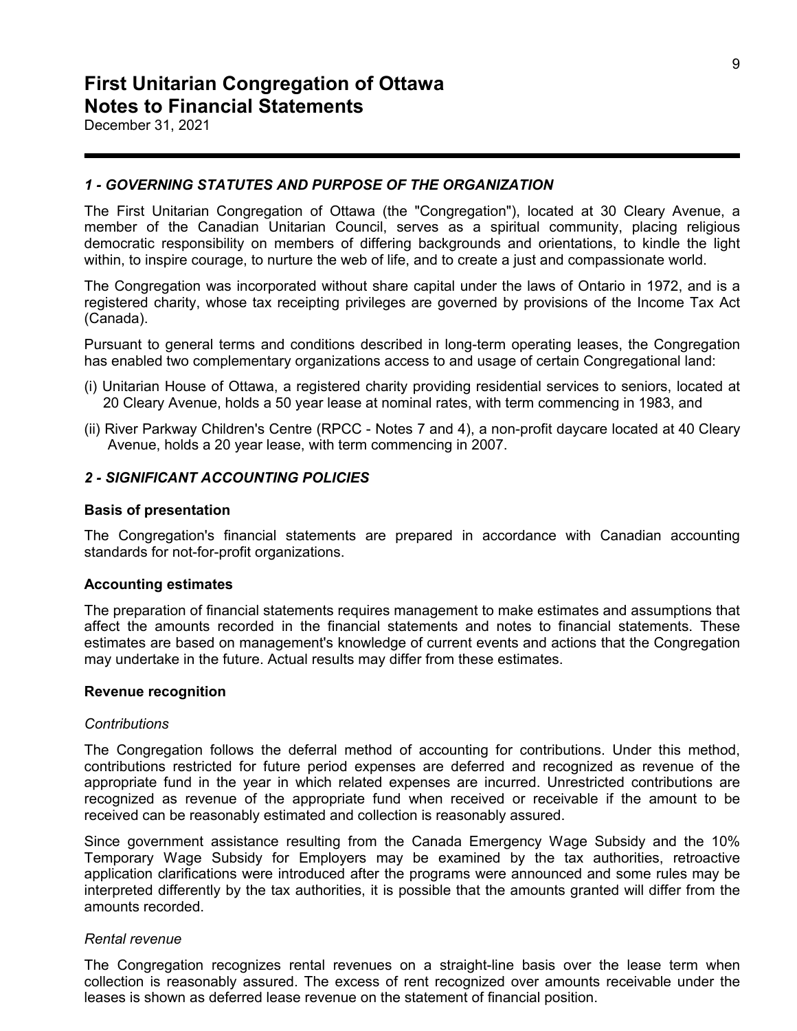# First Unitarian Congregation of Ottawa
# Notes to Financial Statements

December 31, 2021

### *1 - GOVERNING STATUTES AND PURPOSE OF THE ORGANIZATION*

The First Unitarian Congregation of Ottawa (the "Congregation"), located at 30 Cleary Avenue, a member of the Canadian Unitarian Council, serves as a spiritual community, placing religious democratic responsibility on members of differing backgrounds and orientations, to kindle the light within, to inspire courage, to nurture the web of life, and to create a just and compassionate world.

The Congregation was incorporated without share capital under the laws of Ontario in 1972, and is a registered charity, whose tax receipting privileges are governed by provisions of the Income Tax Act (Canada).

Pursuant to general terms and conditions described in long-term operating leases, the Congregation has enabled two complementary organizations access to and usage of certain Congregational land:

(i) Unitarian House of Ottawa, a registered charity providing residential services to seniors, located at 20 Cleary Avenue, holds a 50 year lease at nominal rates, with term commencing in 1983, and

(ii) River Parkway Children's Centre (RPCC - Notes 7 and 4), a non-profit daycare located at 40 Cleary Avenue, holds a 20 year lease, with term commencing in 2007.

### *2 - SIGNIFICANT ACCOUNTING POLICIES*

**Basis of presentation**

The Congregation's financial statements are prepared in accordance with Canadian accounting standards for not-for-profit organizations.

**Accounting estimates**

The preparation of financial statements requires management to make estimates and assumptions that affect the amounts recorded in the financial statements and notes to financial statements. These estimates are based on management's knowledge of current events and actions that the Congregation may undertake in the future. Actual results may differ from these estimates.

**Revenue recognition**

*Contributions*

The Congregation follows the deferral method of accounting for contributions. Under this method, contributions restricted for future period expenses are deferred and recognized as revenue of the appropriate fund in the year in which related expenses are incurred. Unrestricted contributions are recognized as revenue of the appropriate fund when received or receivable if the amount to be received can be reasonably estimated and collection is reasonably assured.

Since government assistance resulting from the Canada Emergency Wage Subsidy and the 10% Temporary Wage Subsidy for Employers may be examined by the tax authorities, retroactive application clarifications were introduced after the programs were announced and some rules may be interpreted differently by the tax authorities, it is possible that the amounts granted will differ from the amounts recorded.

*Rental revenue*

The Congregation recognizes rental revenues on a straight-line basis over the lease term when collection is reasonably assured. The excess of rent recognized over amounts receivable under the leases is shown as deferred lease revenue on the statement of financial position.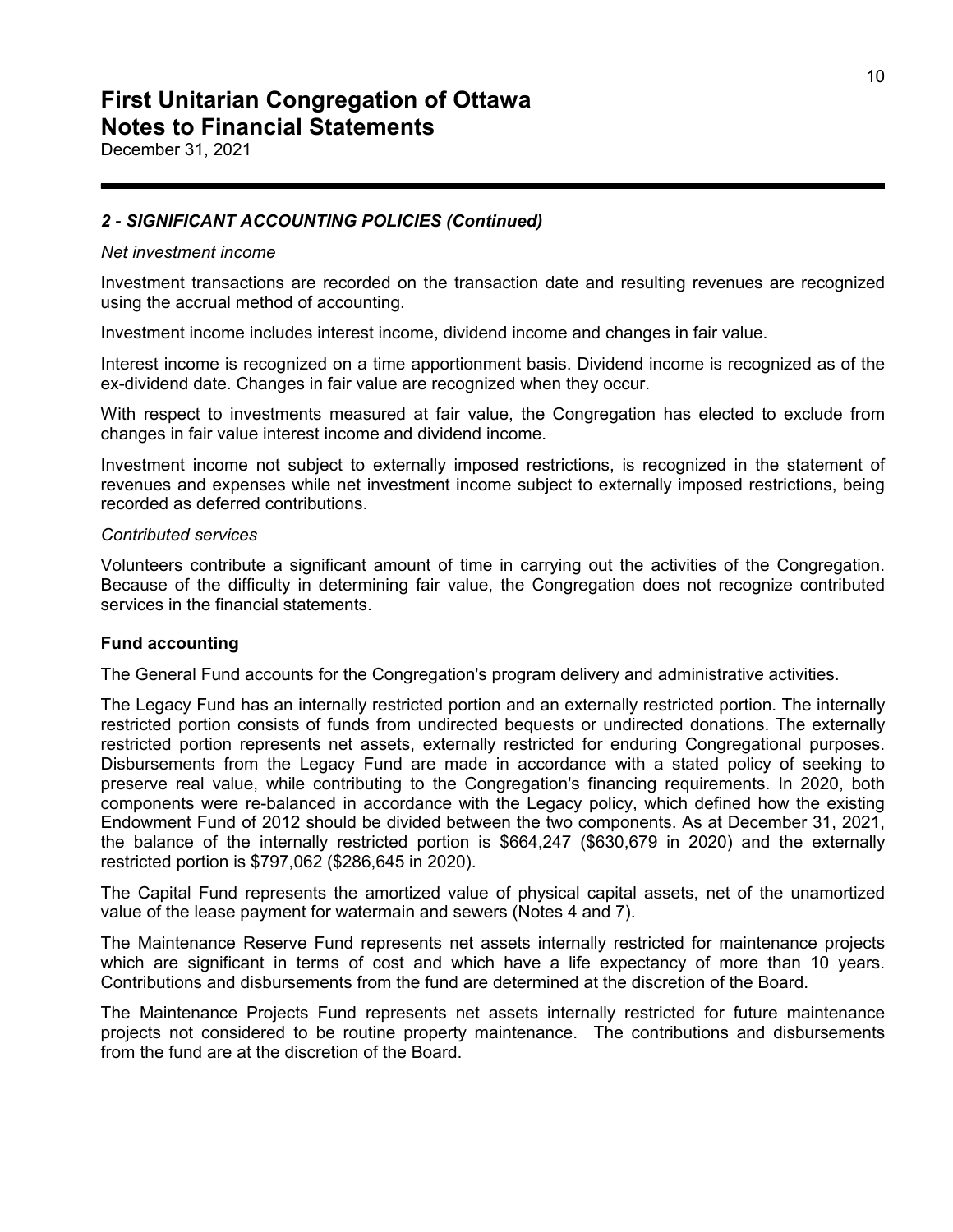# First Unitarian Congregation of Ottawa
# Notes to Financial Statements

December 31, 2021

### *2 - SIGNIFICANT ACCOUNTING POLICIES (Continued)*

*Net investment income*

Investment transactions are recorded on the transaction date and resulting revenues are recognized using the accrual method of accounting.

Investment income includes interest income, dividend income and changes in fair value.

Interest income is recognized on a time apportionment basis. Dividend income is recognized as of the ex-dividend date. Changes in fair value are recognized when they occur.

With respect to investments measured at fair value, the Congregation has elected to exclude from changes in fair value interest income and dividend income.

Investment income not subject to externally imposed restrictions, is recognized in the statement of revenues and expenses while net investment income subject to externally imposed restrictions, being recorded as deferred contributions.

*Contributed services*

Volunteers contribute a significant amount of time in carrying out the activities of the Congregation. Because of the difficulty in determining fair value, the Congregation does not recognize contributed services in the financial statements.

**Fund accounting**

The General Fund accounts for the Congregation's program delivery and administrative activities.

The Legacy Fund has an internally restricted portion and an externally restricted portion. The internally restricted portion consists of funds from undirected bequests or undirected donations. The externally restricted portion represents net assets, externally restricted for enduring Congregational purposes. Disbursements from the Legacy Fund are made in accordance with a stated policy of seeking to preserve real value, while contributing to the Congregation's financing requirements. In 2020, both components were re-balanced in accordance with the Legacy policy, which defined how the existing Endowment Fund of 2012 should be divided between the two components. As at December 31, 2021, the balance of the internally restricted portion is $664,247 ($630,679 in 2020) and the externally restricted portion is $797,062 ($286,645 in 2020).

The Capital Fund represents the amortized value of physical capital assets, net of the unamortized value of the lease payment for watermain and sewers (Notes 4 and 7).

The Maintenance Reserve Fund represents net assets internally restricted for maintenance projects which are significant in terms of cost and which have a life expectancy of more than 10 years. Contributions and disbursements from the fund are determined at the discretion of the Board.

The Maintenance Projects Fund represents net assets internally restricted for future maintenance projects not considered to be routine property maintenance. The contributions and disbursements from the fund are at the discretion of the Board.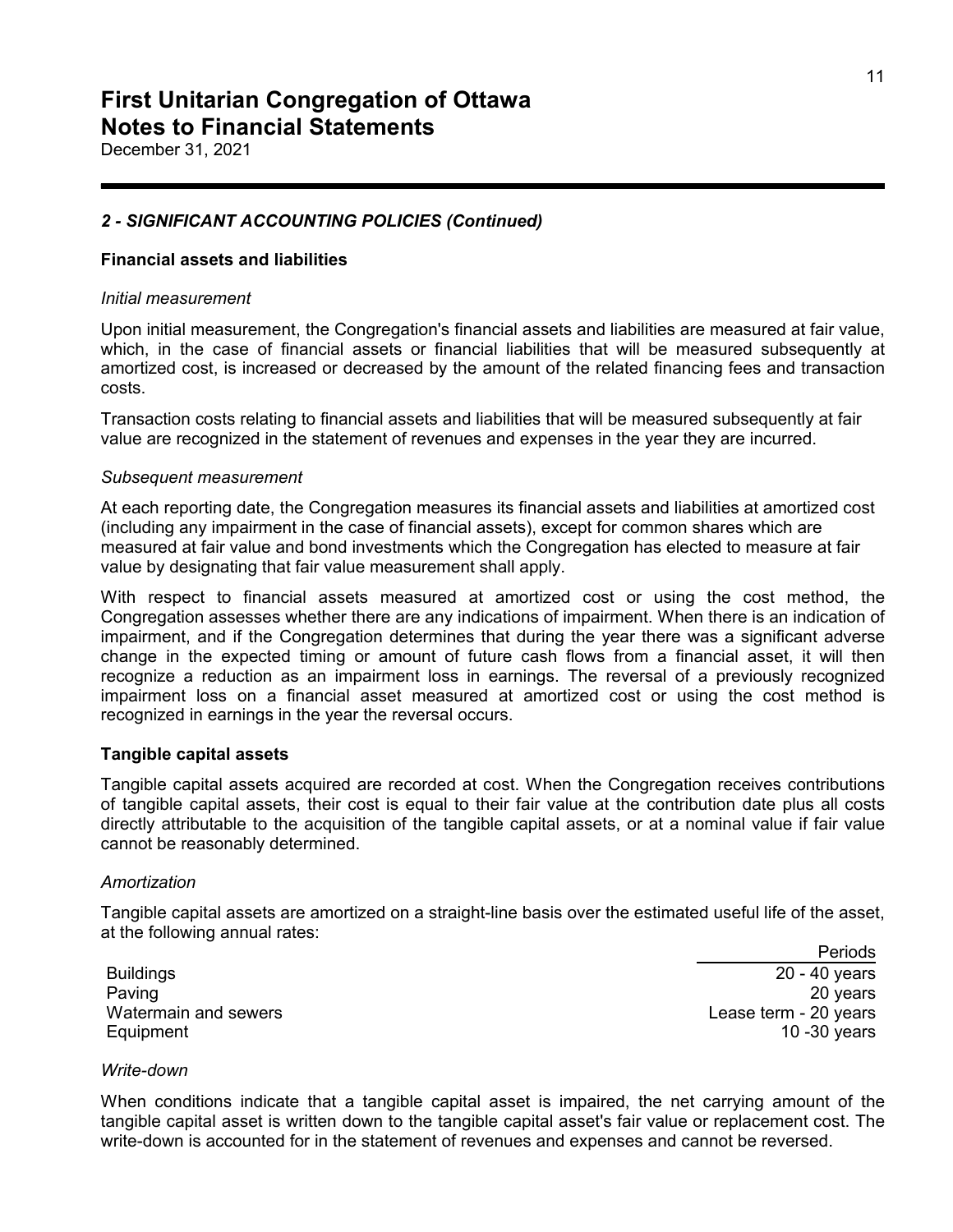# First Unitarian Congregation of Ottawa
# Notes to Financial Statements

December 31, 2021

### *2 - SIGNIFICANT ACCOUNTING POLICIES (Continued)*

#### Financial assets and liabilities

*Initial measurement*

Upon initial measurement, the Congregation's financial assets and liabilities are measured at fair value, which, in the case of financial assets or financial liabilities that will be measured subsequently at amortized cost, is increased or decreased by the amount of the related financing fees and transaction costs.

Transaction costs relating to financial assets and liabilities that will be measured subsequently at fair value are recognized in the statement of revenues and expenses in the year they are incurred.

*Subsequent measurement*

At each reporting date, the Congregation measures its financial assets and liabilities at amortized cost (including any impairment in the case of financial assets), except for common shares which are measured at fair value and bond investments which the Congregation has elected to measure at fair value by designating that fair value measurement shall apply.

With respect to financial assets measured at amortized cost or using the cost method, the Congregation assesses whether there are any indications of impairment. When there is an indication of impairment, and if the Congregation determines that during the year there was a significant adverse change in the expected timing or amount of future cash flows from a financial asset, it will then recognize a reduction as an impairment loss in earnings. The reversal of a previously recognized impairment loss on a financial asset measured at amortized cost or using the cost method is recognized in earnings in the year the reversal occurs.

#### Tangible capital assets

Tangible capital assets acquired are recorded at cost. When the Congregation receives contributions of tangible capital assets, their cost is equal to their fair value at the contribution date plus all costs directly attributable to the acquisition of the tangible capital assets, or at a nominal value if fair value cannot be reasonably determined.

*Amortization*

Tangible capital assets are amortized on a straight-line basis over the estimated useful life of the asset, at the following annual rates:

| | Periods |
|---|---|
| Buildings | 20 - 40 years |
| Paving | 20 years |
| Watermain and sewers | Lease term - 20 years |
| Equipment | 10 -30 years |

*Write-down*

When conditions indicate that a tangible capital asset is impaired, the net carrying amount of the tangible capital asset is written down to the tangible capital asset's fair value or replacement cost. The write-down is accounted for in the statement of revenues and expenses and cannot be reversed.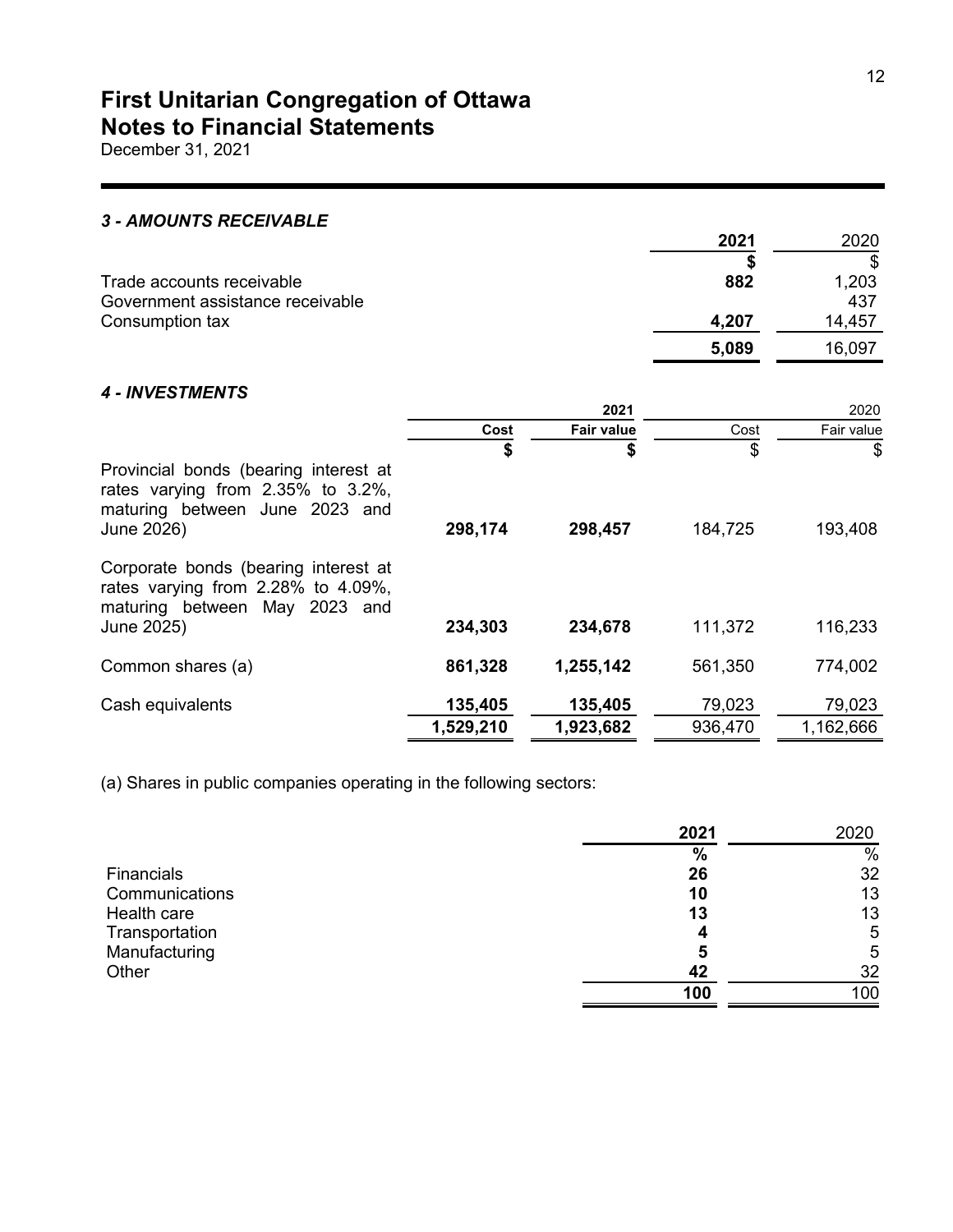# First Unitarian Congregation of Ottawa
# Notes to Financial Statements
December 31, 2021

### *3 - AMOUNTS RECEIVABLE*

| | **2021** | 2020 |
|---|---|---|
| | **$** | $ |
| Trade accounts receivable | **882** | 1,203 |
| Government assistance receivable | | 437 |
| Consumption tax | **4,207** | 14,457 |
| | **5,089** | 16,097 |

### *4 - INVESTMENTS*

| | | **2021** | | 2020 |
|---|---|---|---|---|
| | **Cost** | **Fair value** | Cost | Fair value |
| | **$** | **$** | $ | $ |
| Provincial bonds (bearing interest at rates varying from 2.35% to 3.2%, maturing between June 2023 and June 2026) | **298,174** | **298,457** | 184,725 | 193,408 |
| Corporate bonds (bearing interest at rates varying from 2.28% to 4.09%, maturing between May 2023 and June 2025) | **234,303** | **234,678** | 111,372 | 116,233 |
| Common shares (a) | **861,328** | **1,255,142** | 561,350 | 774,002 |
| Cash equivalents | **135,405** | **135,405** | 79,023 | 79,023 |
| | **1,529,210** | **1,923,682** | 936,470 | 1,162,666 |

(a) Shares in public companies operating in the following sectors:

| | **2021** | 2020 |
|---|---|---|
| | **%** | % |
| Financials | **26** | 32 |
| Communications | **10** | 13 |
| Health care | **13** | 13 |
| Transportation | **4** | 5 |
| Manufacturing | **5** | 5 |
| Other | **42** | 32 |
| | **100** | 100 |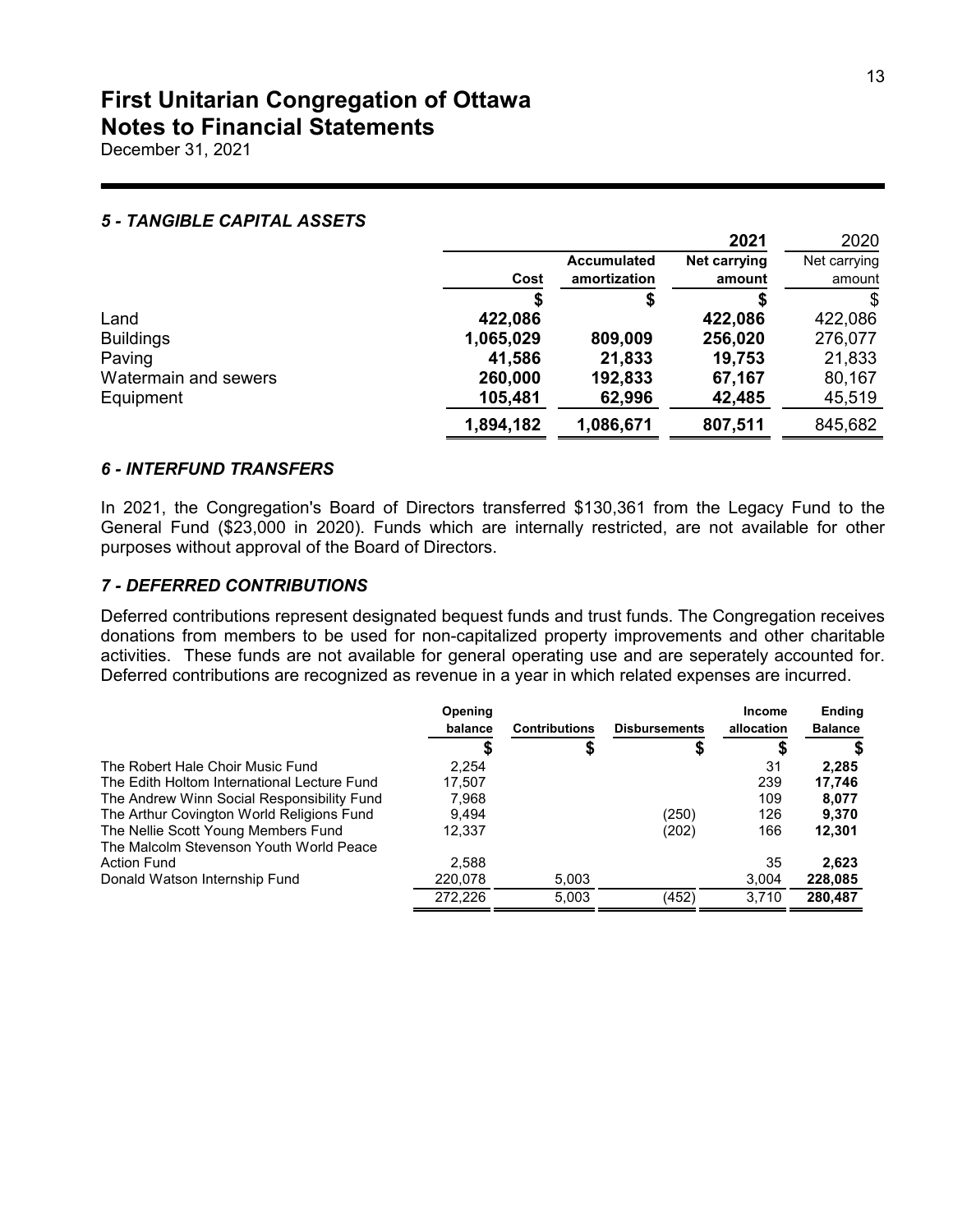# First Unitarian Congregation of Ottawa
# Notes to Financial Statements

December 31, 2021

### *5 - TANGIBLE CAPITAL ASSETS*

| | | | **2021** | 2020 |
|---|---|---|---|---|
| | **Cost** | **Accumulated amortization** | **Net carrying amount** | Net carrying amount |
| | **$** | **$** | **$** | $ |
| Land | **422,086** | | **422,086** | 422,086 |
| Buildings | **1,065,029** | **809,009** | **256,020** | 276,077 |
| Paving | **41,586** | **21,833** | **19,753** | 21,833 |
| Watermain and sewers | **260,000** | **192,833** | **67,167** | 80,167 |
| Equipment | **105,481** | **62,996** | **42,485** | 45,519 |
| | **1,894,182** | **1,086,671** | **807,511** | 845,682 |

### *6 - INTERFUND TRANSFERS*

In 2021, the Congregation's Board of Directors transferred $130,361 from the Legacy Fund to the General Fund ($23,000 in 2020). Funds which are internally restricted, are not available for other purposes without approval of the Board of Directors.

### *7 - DEFERRED CONTRIBUTIONS*

Deferred contributions represent designated bequest funds and trust funds. The Congregation receives donations from members to be used for non-capitalized property improvements and other charitable activities. These funds are not available for general operating use and are seperately accounted for. Deferred contributions are recognized as revenue in a year in which related expenses are incurred.

| | **Opening balance** | **Contributions** | **Disbursements** | **Income allocation** | **Ending Balance** |
|---|---|---|---|---|---|
| | **$** | **$** | **$** | **$** | **$** |
| The Robert Hale Choir Music Fund | 2,254 | | | 31 | **2,285** |
| The Edith Holtom International Lecture Fund | 17,507 | | | 239 | **17,746** |
| The Andrew Winn Social Responsibility Fund | 7,968 | | | 109 | **8,077** |
| The Arthur Covington World Religions Fund | 9,494 | | (250) | 126 | **9,370** |
| The Nellie Scott Young Members Fund | 12,337 | | (202) | 166 | **12,301** |
| The Malcolm Stevenson Youth World Peace Action Fund | 2,588 | | | 35 | **2,623** |
| Donald Watson Internship Fund | 220,078 | 5,003 | | 3,004 | **228,085** |
| | 272,226 | 5,003 | (452) | 3,710 | **280,487** |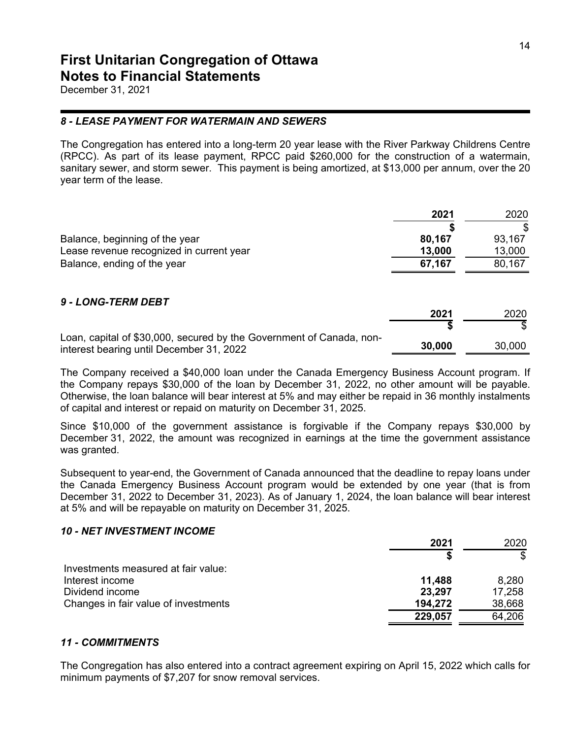# First Unitarian Congregation of Ottawa
# Notes to Financial Statements

December 31, 2021

### *8 - LEASE PAYMENT FOR WATERMAIN AND SEWERS*

The Congregation has entered into a long-term 20 year lease with the River Parkway Childrens Centre (RPCC). As part of its lease payment, RPCC paid $260,000 for the construction of a watermain, sanitary sewer, and storm sewer. This payment is being amortized, at $13,000 per annum, over the 20 year term of the lease.

| | **2021** | 2020 |
|---|---|---|
| | **$** | $ |
| Balance, beginning of the year | **80,167** | 93,167 |
| Lease revenue recognized in current year | **13,000** | 13,000 |
| Balance, ending of the year | **67,167** | 80,167 |

### *9 - LONG-TERM DEBT*

| | **2021** | 2020 |
|---|---|---|
| | **$** | $ |
| Loan, capital of $30,000, secured by the Government of Canada, non-interest bearing until December 31, 2022 | **30,000** | 30,000 |

The Company received a $40,000 loan under the Canada Emergency Business Account program. If the Company repays $30,000 of the loan by December 31, 2022, no other amount will be payable. Otherwise, the loan balance will bear interest at 5% and may either be repaid in 36 monthly instalments of capital and interest or repaid on maturity on December 31, 2025.

Since $10,000 of the government assistance is forgivable if the Company repays $30,000 by December 31, 2022, the amount was recognized in earnings at the time the government assistance was granted.

Subsequent to year-end, the Government of Canada announced that the deadline to repay loans under the Canada Emergency Business Account program would be extended by one year (that is from December 31, 2022 to December 31, 2023). As of January 1, 2024, the loan balance will bear interest at 5% and will be repayable on maturity on December 31, 2025.

### *10 - NET INVESTMENT INCOME*

| | **2021** | 2020 |
|---|---|---|
| | **$** | $ |
| Investments measured at fair value: | | |
| Interest income | **11,488** | 8,280 |
| Dividend income | **23,297** | 17,258 |
| Changes in fair value of investments | **194,272** | 38,668 |
| | **229,057** | 64,206 |

### *11 - COMMITMENTS*

The Congregation has also entered into a contract agreement expiring on April 15, 2022 which calls for minimum payments of $7,207 for snow removal services.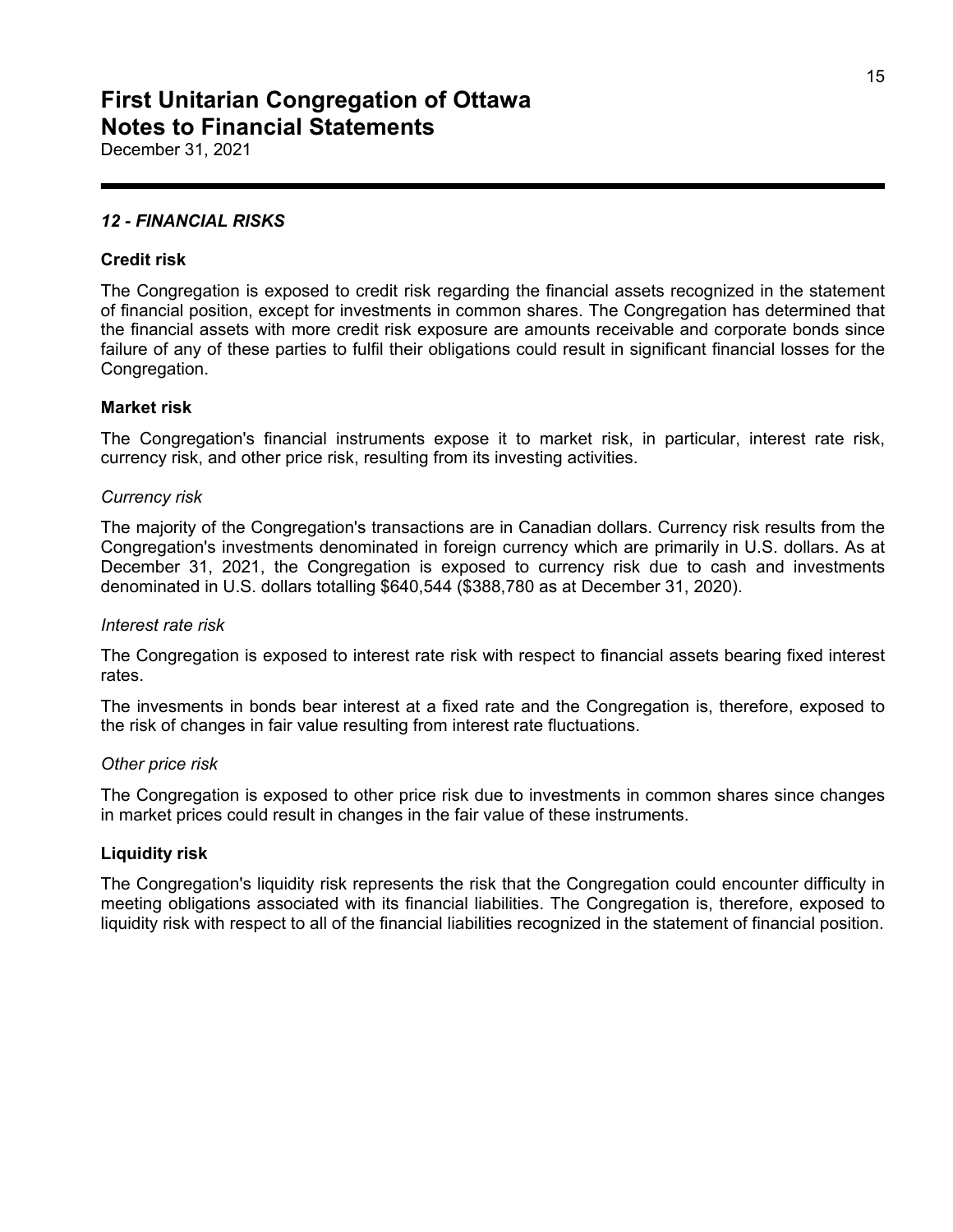# First Unitarian Congregation of Ottawa
# Notes to Financial Statements

December 31, 2021

### *12 - FINANCIAL RISKS*

**Credit risk**

The Congregation is exposed to credit risk regarding the financial assets recognized in the statement of financial position, except for investments in common shares. The Congregation has determined that the financial assets with more credit risk exposure are amounts receivable and corporate bonds since failure of any of these parties to fulfil their obligations could result in significant financial losses for the Congregation.

**Market risk**

The Congregation's financial instruments expose it to market risk, in particular, interest rate risk, currency risk, and other price risk, resulting from its investing activities.

*Currency risk*

The majority of the Congregation's transactions are in Canadian dollars. Currency risk results from the Congregation's investments denominated in foreign currency which are primarily in U.S. dollars. As at December 31, 2021, the Congregation is exposed to currency risk due to cash and investments denominated in U.S. dollars totalling $640,544 ($388,780 as at December 31, 2020).

*Interest rate risk*

The Congregation is exposed to interest rate risk with respect to financial assets bearing fixed interest rates.

The invesments in bonds bear interest at a fixed rate and the Congregation is, therefore, exposed to the risk of changes in fair value resulting from interest rate fluctuations.

*Other price risk*

The Congregation is exposed to other price risk due to investments in common shares since changes in market prices could result in changes in the fair value of these instruments.

**Liquidity risk**

The Congregation's liquidity risk represents the risk that the Congregation could encounter difficulty in meeting obligations associated with its financial liabilities. The Congregation is, therefore, exposed to liquidity risk with respect to all of the financial liabilities recognized in the statement of financial position.